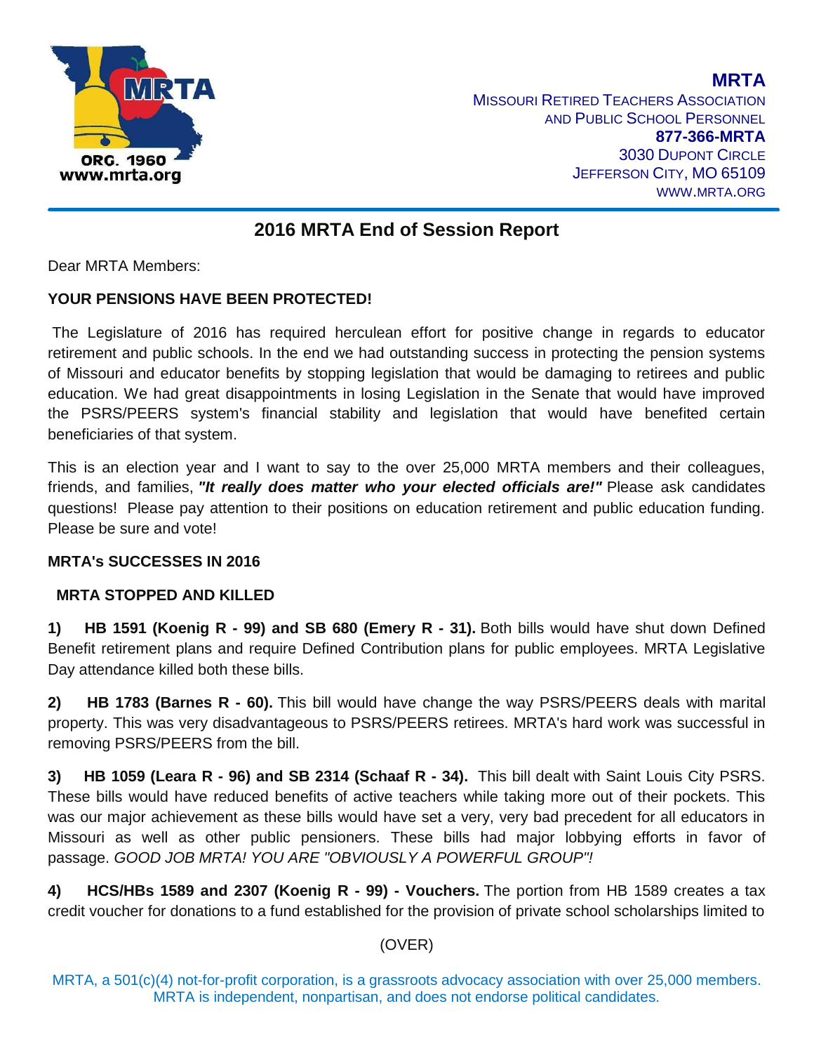**MRTA**
MISSOURI RETIRED TEACHERS ASSOCIATION
AND PUBLIC SCHOOL PERSONNEL
**877-366-MRTA**
3030 DUPONT CIRCLE
JEFFERSON CITY, MO 65109
WWW.MRTA.ORG

# 2016 MRTA End of Session Report

Dear MRTA Members:

**YOUR PENSIONS HAVE BEEN PROTECTED!**

The Legislature of 2016 has required herculean effort for positive change in regards to educator retirement and public schools. In the end we had outstanding success in protecting the pension systems of Missouri and educator benefits by stopping legislation that would be damaging to retirees and public education. We had great disappointments in losing Legislation in the Senate that would have improved the PSRS/PEERS system's financial stability and legislation that would have benefited certain beneficiaries of that system.

This is an election year and I want to say to the over 25,000 MRTA members and their colleagues, friends, and families, ***"It really does matter who your elected officials are!"*** Please ask candidates questions! Please pay attention to their positions on education retirement and public education funding. Please be sure and vote!

**MRTA's SUCCESSES IN 2016**

**MRTA STOPPED AND KILLED**

**1) HB 1591 (Koenig R - 99) and SB 680 (Emery R - 31).** Both bills would have shut down Defined Benefit retirement plans and require Defined Contribution plans for public employees. MRTA Legislative Day attendance killed both these bills.

**2) HB 1783 (Barnes R - 60).** This bill would have change the way PSRS/PEERS deals with marital property. This was very disadvantageous to PSRS/PEERS retirees. MRTA's hard work was successful in removing PSRS/PEERS from the bill.

**3) HB 1059 (Leara R - 96) and SB 2314 (Schaaf R - 34).** This bill dealt with Saint Louis City PSRS. These bills would have reduced benefits of active teachers while taking more out of their pockets. This was our major achievement as these bills would have set a very, very bad precedent for all educators in Missouri as well as other public pensioners. These bills had major lobbying efforts in favor of passage. *GOOD JOB MRTA! YOU ARE "OBVIOUSLY A POWERFUL GROUP"!*

**4) HCS/HBs 1589 and 2307 (Koenig R - 99) - Vouchers.** The portion from HB 1589 creates a tax credit voucher for donations to a fund established for the provision of private school scholarships limited to

(OVER)

MRTA, a 501(c)(4) not-for-profit corporation, is a grassroots advocacy association with over 25,000 members. MRTA is independent, nonpartisan, and does not endorse political candidates.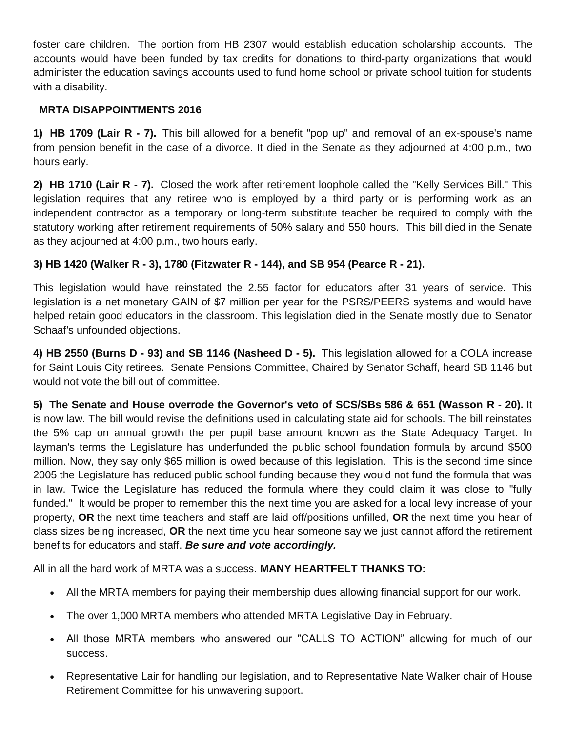foster care children. The portion from HB 2307 would establish education scholarship accounts. The accounts would have been funded by tax credits for donations to third-party organizations that would administer the education savings accounts used to fund home school or private school tuition for students with a disability.

**MRTA DISAPPOINTMENTS 2016**

**1) HB 1709 (Lair R - 7).** This bill allowed for a benefit "pop up" and removal of an ex-spouse's name from pension benefit in the case of a divorce. It died in the Senate as they adjourned at 4:00 p.m., two hours early.

**2) HB 1710 (Lair R - 7).** Closed the work after retirement loophole called the "Kelly Services Bill." This legislation requires that any retiree who is employed by a third party or is performing work as an independent contractor as a temporary or long-term substitute teacher be required to comply with the statutory working after retirement requirements of 50% salary and 550 hours. This bill died in the Senate as they adjourned at 4:00 p.m., two hours early.

**3) HB 1420 (Walker R - 3), 1780 (Fitzwater R - 144), and SB 954 (Pearce R - 21).**

This legislation would have reinstated the 2.55 factor for educators after 31 years of service. This legislation is a net monetary GAIN of $7 million per year for the PSRS/PEERS systems and would have helped retain good educators in the classroom. This legislation died in the Senate mostly due to Senator Schaaf's unfounded objections.

**4) HB 2550 (Burns D - 93) and SB 1146 (Nasheed D - 5).** This legislation allowed for a COLA increase for Saint Louis City retirees. Senate Pensions Committee, Chaired by Senator Schaff, heard SB 1146 but would not vote the bill out of committee.

**5) The Senate and House overrode the Governor's veto of SCS/SBs 586 & 651 (Wasson R - 20).** It is now law. The bill would revise the definitions used in calculating state aid for schools. The bill reinstates the 5% cap on annual growth the per pupil base amount known as the State Adequacy Target. In layman's terms the Legislature has underfunded the public school foundation formula by around $500 million. Now, they say only $65 million is owed because of this legislation. This is the second time since 2005 the Legislature has reduced public school funding because they would not fund the formula that was in law. Twice the Legislature has reduced the formula where they could claim it was close to "fully funded." It would be proper to remember this the next time you are asked for a local levy increase of your property, **OR** the next time teachers and staff are laid off/positions unfilled, **OR** the next time you hear of class sizes being increased, **OR** the next time you hear someone say we just cannot afford the retirement benefits for educators and staff. ***Be sure and vote accordingly.***

All in all the hard work of MRTA was a success. **MANY HEARTFELT THANKS TO:**

- All the MRTA members for paying their membership dues allowing financial support for our work.
- The over 1,000 MRTA members who attended MRTA Legislative Day in February.
- All those MRTA members who answered our "CALLS TO ACTION" allowing for much of our success.
- Representative Lair for handling our legislation, and to Representative Nate Walker chair of House Retirement Committee for his unwavering support.